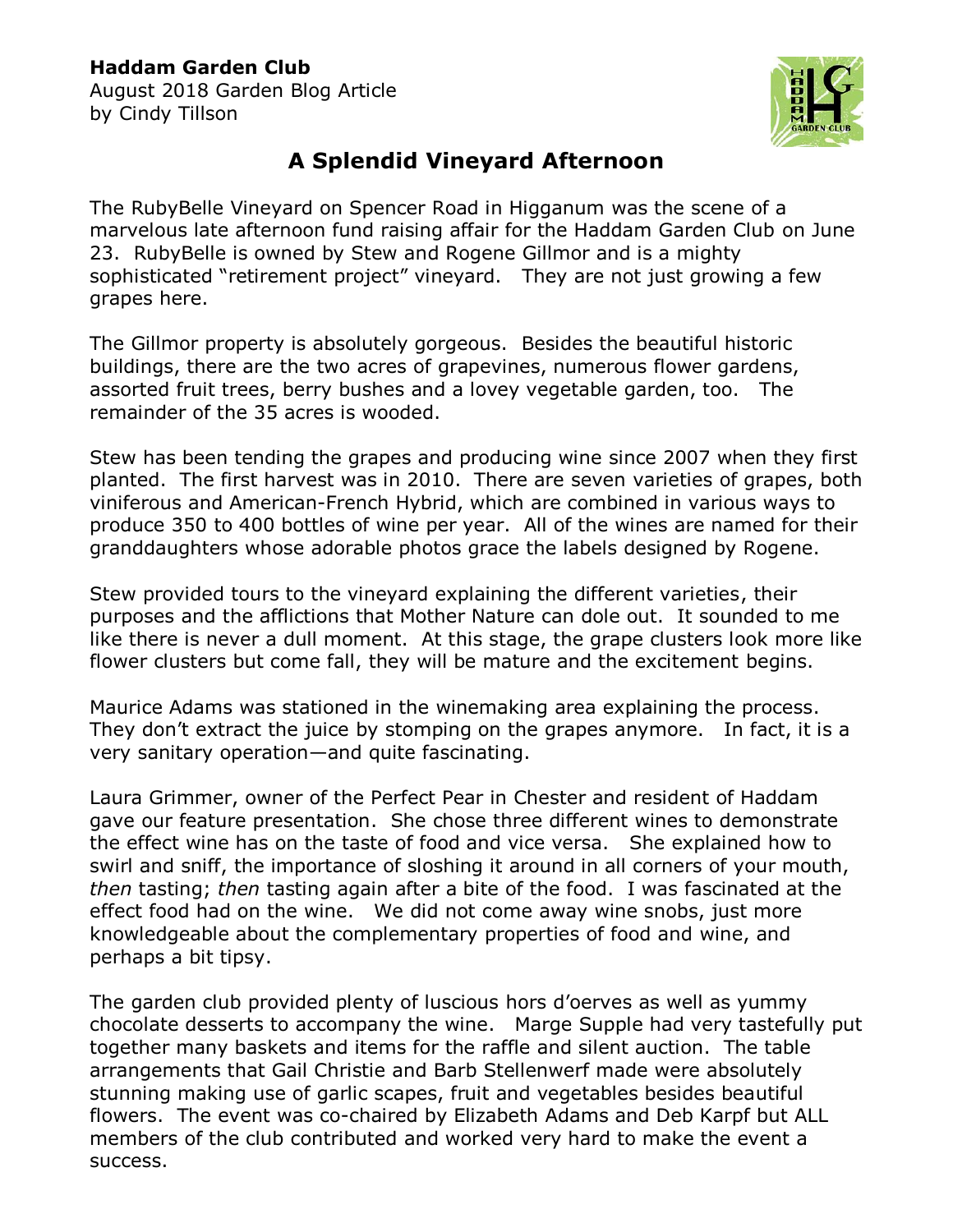**Haddam Garden Club**
August 2018 Garden Blog Article
by Cindy Tillson

# A Splendid Vineyard Afternoon

The RubyBelle Vineyard on Spencer Road in Higganum was the scene of a marvelous late afternoon fund raising affair for the Haddam Garden Club on June 23. RubyBelle is owned by Stew and Rogene Gillmor and is a mighty sophisticated "retirement project" vineyard. They are not just growing a few grapes here.

The Gillmor property is absolutely gorgeous. Besides the beautiful historic buildings, there are the two acres of grapevines, numerous flower gardens, assorted fruit trees, berry bushes and a lovey vegetable garden, too. The remainder of the 35 acres is wooded.

Stew has been tending the grapes and producing wine since 2007 when they first planted. The first harvest was in 2010. There are seven varieties of grapes, both viniferous and American-French Hybrid, which are combined in various ways to produce 350 to 400 bottles of wine per year. All of the wines are named for their granddaughters whose adorable photos grace the labels designed by Rogene.

Stew provided tours to the vineyard explaining the different varieties, their purposes and the afflictions that Mother Nature can dole out. It sounded to me like there is never a dull moment. At this stage, the grape clusters look more like flower clusters but come fall, they will be mature and the excitement begins.

Maurice Adams was stationed in the winemaking area explaining the process. They don't extract the juice by stomping on the grapes anymore. In fact, it is a very sanitary operation—and quite fascinating.

Laura Grimmer, owner of the Perfect Pear in Chester and resident of Haddam gave our feature presentation. She chose three different wines to demonstrate the effect wine has on the taste of food and vice versa. She explained how to swirl and sniff, the importance of sloshing it around in all corners of your mouth, *then* tasting; *then* tasting again after a bite of the food. I was fascinated at the effect food had on the wine. We did not come away wine snobs, just more knowledgeable about the complementary properties of food and wine, and perhaps a bit tipsy.

The garden club provided plenty of luscious hors d'oerves as well as yummy chocolate desserts to accompany the wine. Marge Supple had very tastefully put together many baskets and items for the raffle and silent auction. The table arrangements that Gail Christie and Barb Stellenwerf made were absolutely stunning making use of garlic scapes, fruit and vegetables besides beautiful flowers. The event was co-chaired by Elizabeth Adams and Deb Karpf but ALL members of the club contributed and worked very hard to make the event a success.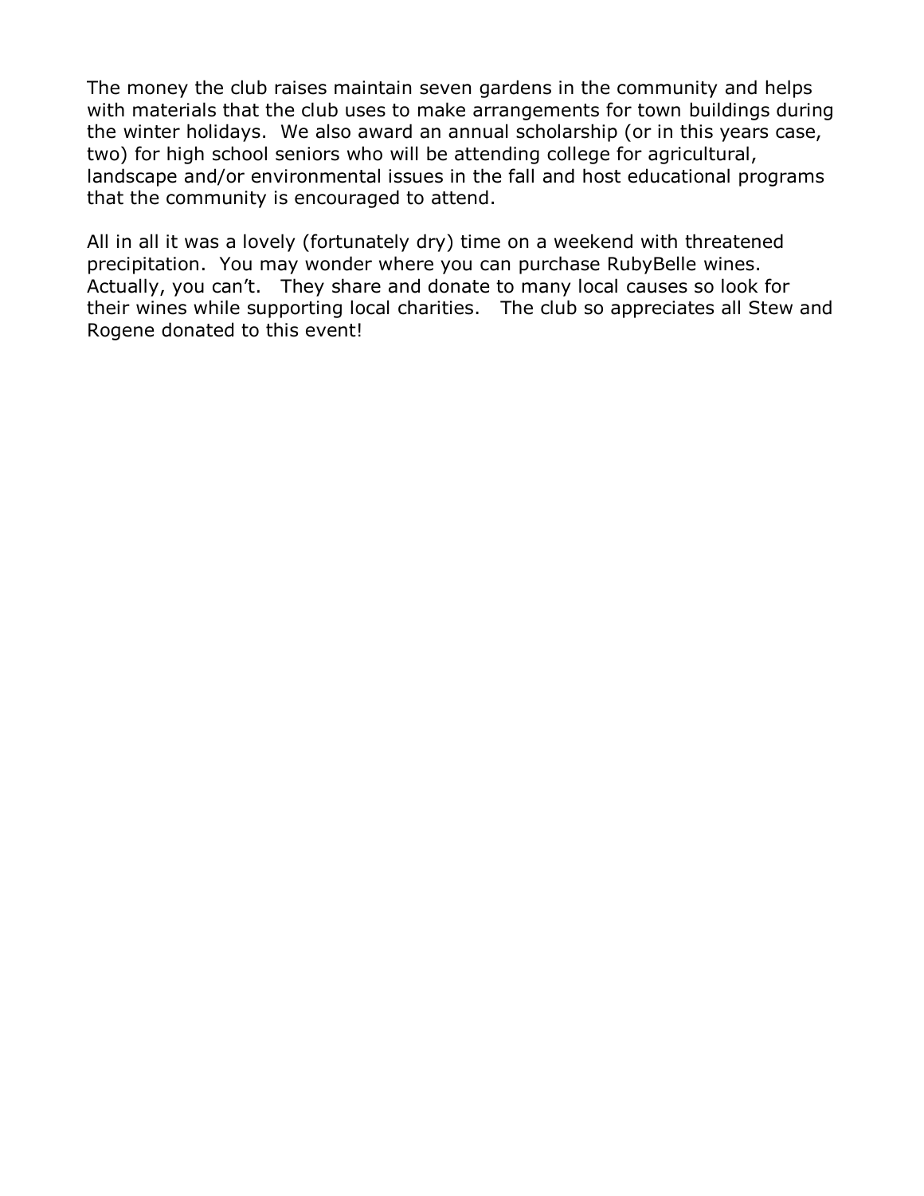The money the club raises maintain seven gardens in the community and helps with materials that the club uses to make arrangements for town buildings during the winter holidays. We also award an annual scholarship (or in this years case, two) for high school seniors who will be attending college for agricultural, landscape and/or environmental issues in the fall and host educational programs that the community is encouraged to attend.

All in all it was a lovely (fortunately dry) time on a weekend with threatened precipitation. You may wonder where you can purchase RubyBelle wines. Actually, you can't. They share and donate to many local causes so look for their wines while supporting local charities. The club so appreciates all Stew and Rogene donated to this event!